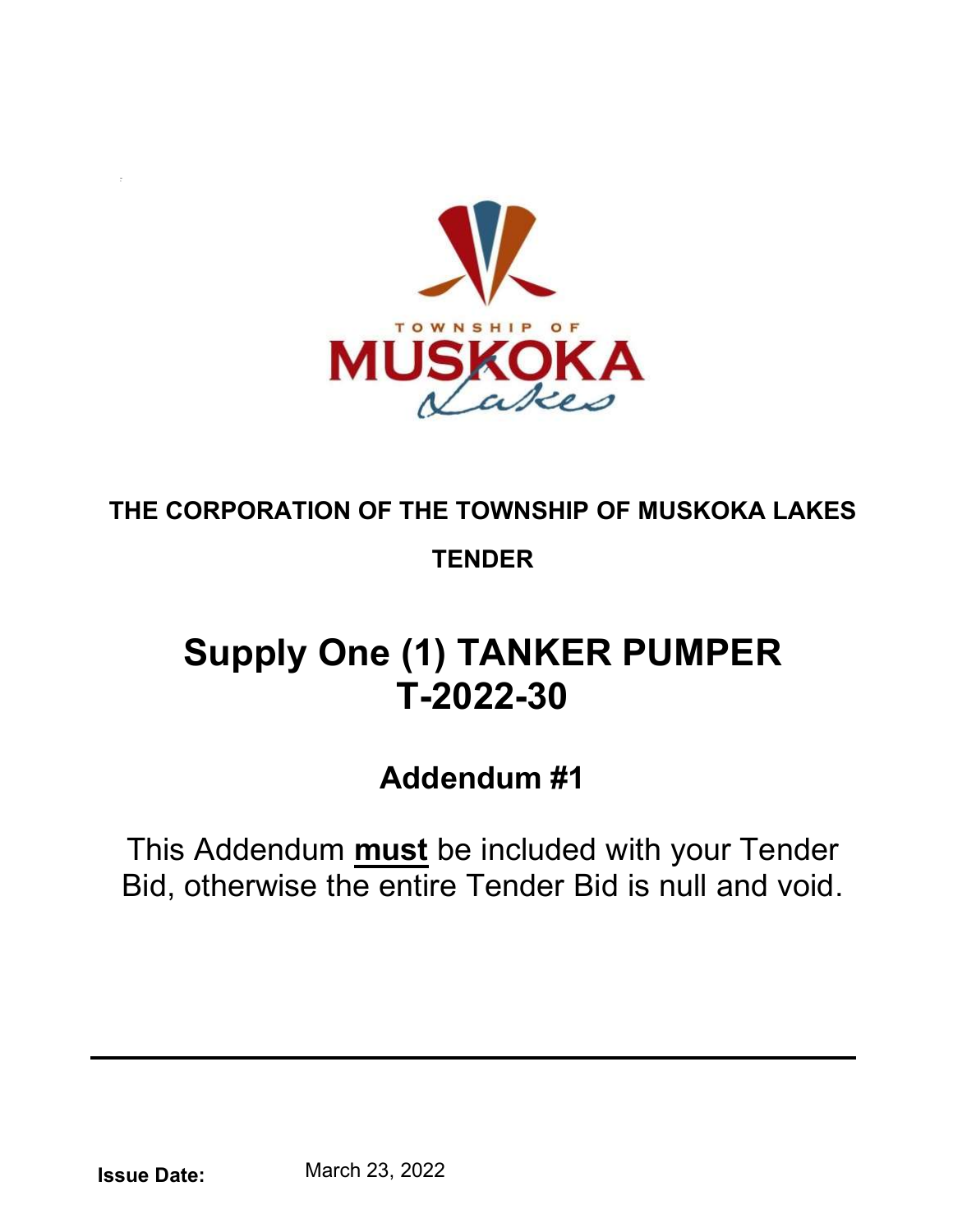**THE CORPORATION OF THE TOWNSHIP OF MUSKOKA LAKES**

**TENDER**

# Supply One (1) TANKER PUMPER T-2022-30

## Addendum #1

This Addendum **must** be included with your Tender Bid, otherwise the entire Tender Bid is null and void.

---

**Issue Date:** March 23, 2022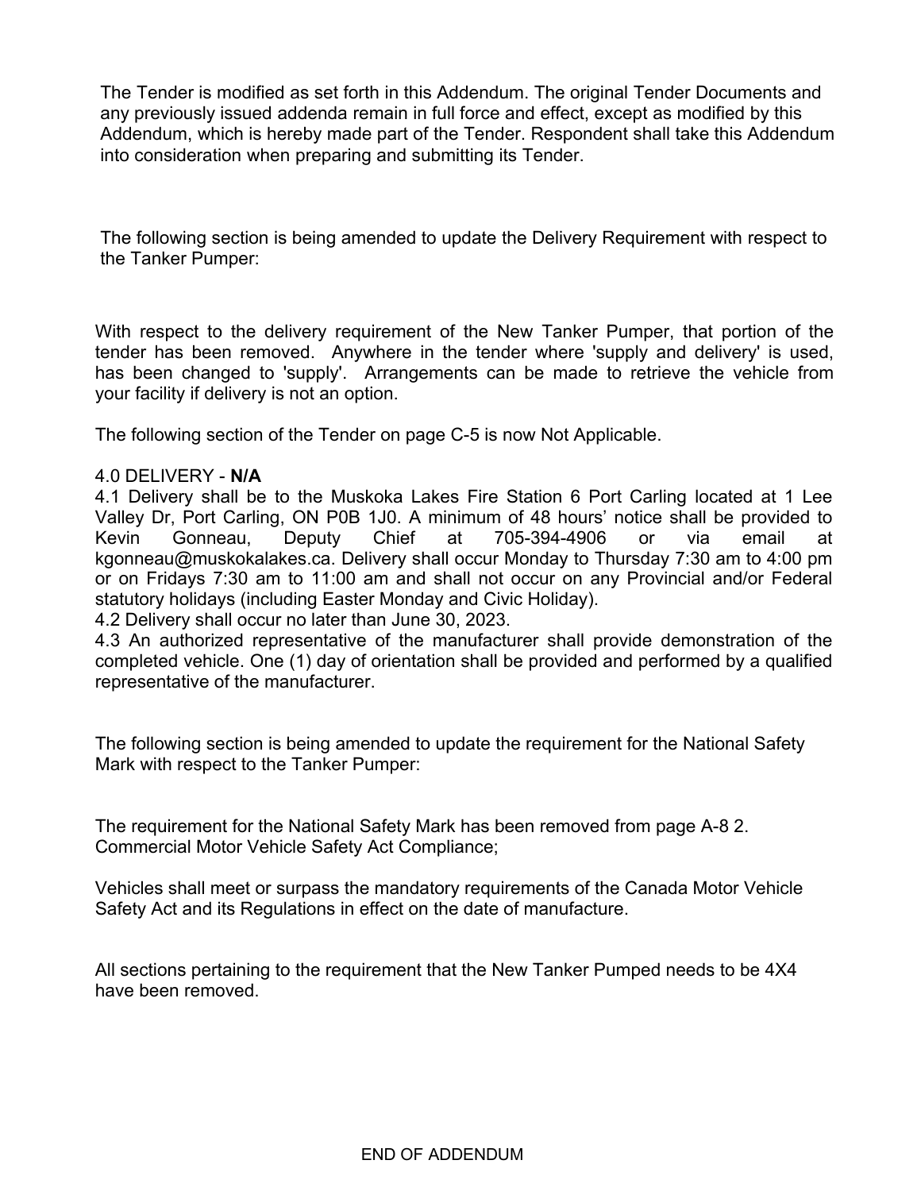The Tender is modified as set forth in this Addendum. The original Tender Documents and any previously issued addenda remain in full force and effect, except as modified by this Addendum, which is hereby made part of the Tender. Respondent shall take this Addendum into consideration when preparing and submitting its Tender.

The following section is being amended to update the Delivery Requirement with respect to the Tanker Pumper:

With respect to the delivery requirement of the New Tanker Pumper, that portion of the tender has been removed. Anywhere in the tender where 'supply and delivery' is used, has been changed to 'supply'. Arrangements can be made to retrieve the vehicle from your facility if delivery is not an option.

The following section of the Tender on page C-5 is now Not Applicable.

4.0 DELIVERY - **N/A**
4.1 Delivery shall be to the Muskoka Lakes Fire Station 6 Port Carling located at 1 Lee Valley Dr, Port Carling, ON P0B 1J0. A minimum of 48 hours' notice shall be provided to Kevin Gonneau, Deputy Chief at 705-394-4906 or via email at kgonneau@muskokalakes.ca. Delivery shall occur Monday to Thursday 7:30 am to 4:00 pm or on Fridays 7:30 am to 11:00 am and shall not occur on any Provincial and/or Federal statutory holidays (including Easter Monday and Civic Holiday).
4.2 Delivery shall occur no later than June 30, 2023.
4.3 An authorized representative of the manufacturer shall provide demonstration of the completed vehicle. One (1) day of orientation shall be provided and performed by a qualified representative of the manufacturer.

The following section is being amended to update the requirement for the National Safety Mark with respect to the Tanker Pumper:

The requirement for the National Safety Mark has been removed from page A-8 2. Commercial Motor Vehicle Safety Act Compliance;

Vehicles shall meet or surpass the mandatory requirements of the Canada Motor Vehicle Safety Act and its Regulations in effect on the date of manufacture.

All sections pertaining to the requirement that the New Tanker Pumped needs to be 4X4 have been removed.

END OF ADDENDUM